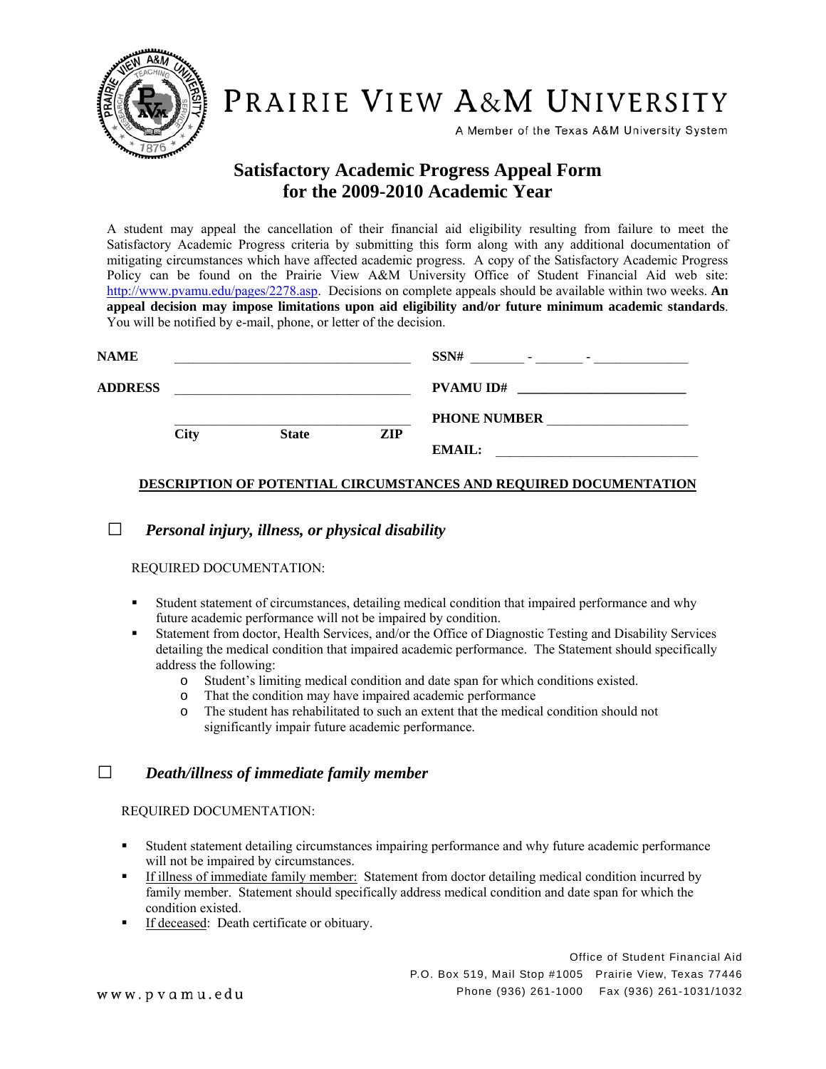# PRAIRIE VIEW A&M UNIVERSITY

A Member of the Texas A&M University System

## Satisfactory Academic Progress Appeal Form for the 2009-2010 Academic Year

A student may appeal the cancellation of their financial aid eligibility resulting from failure to meet the Satisfactory Academic Progress criteria by submitting this form along with any additional documentation of mitigating circumstances which have affected academic progress. A copy of the Satisfactory Academic Progress Policy can be found on the Prairie View A&M University Office of Student Financial Aid web site: http://www.pvamu.edu/pages/2278.asp. Decisions on complete appeals should be available within two weeks. **An appeal decision may impose limitations upon aid eligibility and/or future minimum academic standards**. You will be notified by e-mail, phone, or letter of the decision.

**NAME** ______________________________ **SSN#** _______ - ______ - ____________

**ADDRESS** ______________________________ **PVAMU ID#** ______________________

______________________________ **PHONE NUMBER** ____________________

**City** **State** **ZIP** **EMAIL:** ____________________________

**DESCRIPTION OF POTENTIAL CIRCUMSTANCES AND REQUIRED DOCUMENTATION**

☐ ***Personal injury, illness, or physical disability***

REQUIRED DOCUMENTATION:

- Student statement of circumstances, detailing medical condition that impaired performance and why future academic performance will not be impaired by condition.
- Statement from doctor, Health Services, and/or the Office of Diagnostic Testing and Disability Services detailing the medical condition that impaired academic performance. The Statement should specifically address the following:
  - Student's limiting medical condition and date span for which conditions existed.
  - That the condition may have impaired academic performance
  - The student has rehabilitated to such an extent that the medical condition should not significantly impair future academic performance.

☐ ***Death/illness of immediate family member***

REQUIRED DOCUMENTATION:

- Student statement detailing circumstances impairing performance and why future academic performance will not be impaired by circumstances.
- If illness of immediate family member: Statement from doctor detailing medical condition incurred by family member. Statement should specifically address medical condition and date span for which the condition existed.
- If deceased: Death certificate or obituary.

Office of Student Financial Aid
P.O. Box 519, Mail Stop #1005 Prairie View, Texas 77446
Phone (936) 261-1000 Fax (936) 261-1031/1032

www.pvamu.edu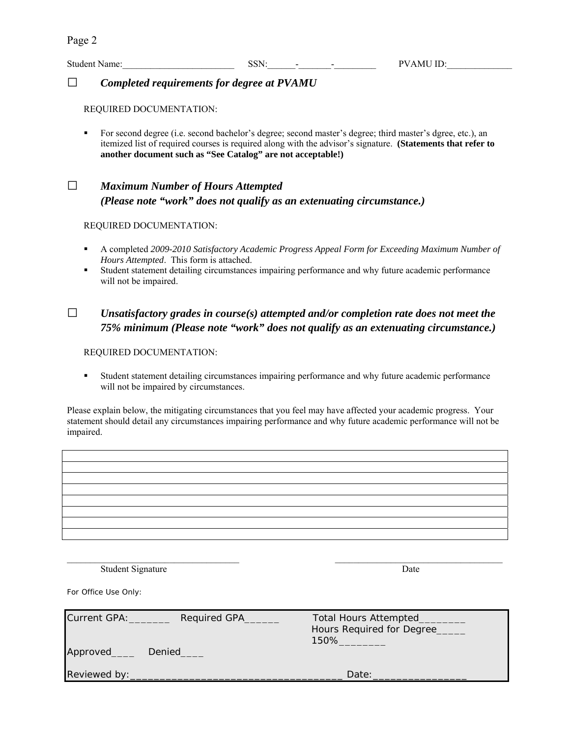Student Name:________________________ SSN:______-_______-_________ PVAMU ID:______________

☐ ***Completed requirements for degree at PVAMU***

REQUIRED DOCUMENTATION:

- For second degree (i.e. second bachelor's degree; second master's degree; third master's dgree, etc.), an itemized list of required courses is required along with the advisor's signature. **(Statements that refer to another document such as "See Catalog" are not acceptable!)**

☐ ***Maximum Number of Hours Attempted***
***(Please note "work" does not qualify as an extenuating circumstance.)***

REQUIRED DOCUMENTATION:

- A completed *2009-2010 Satisfactory Academic Progress Appeal Form for Exceeding Maximum Number of Hours Attempted*. This form is attached.
- Student statement detailing circumstances impairing performance and why future academic performance will not be impaired.

☐ ***Unsatisfactory grades in course(s) attempted and/or completion rate does not meet the 75% minimum (Please note "work" does not qualify as an extenuating circumstance.)***

REQUIRED DOCUMENTATION:

- Student statement detailing circumstances impairing performance and why future academic performance will not be impaired by circumstances.

Please explain below, the mitigating circumstances that you feel may have affected your academic progress. Your statement should detail any circumstances impairing performance and why future academic performance will not be impaired.

| |
|---|
| |
| |
| |
| |
| |
| |
| |

____________________________________ ____________________________________
Student Signature Date

For Office Use Only:

Current GPA:_______ Required GPA______ Total Hours Attempted________
Hours Required for Degree_____
150%________

Approved____ Denied____

Reviewed by:___________________________________ Date:________________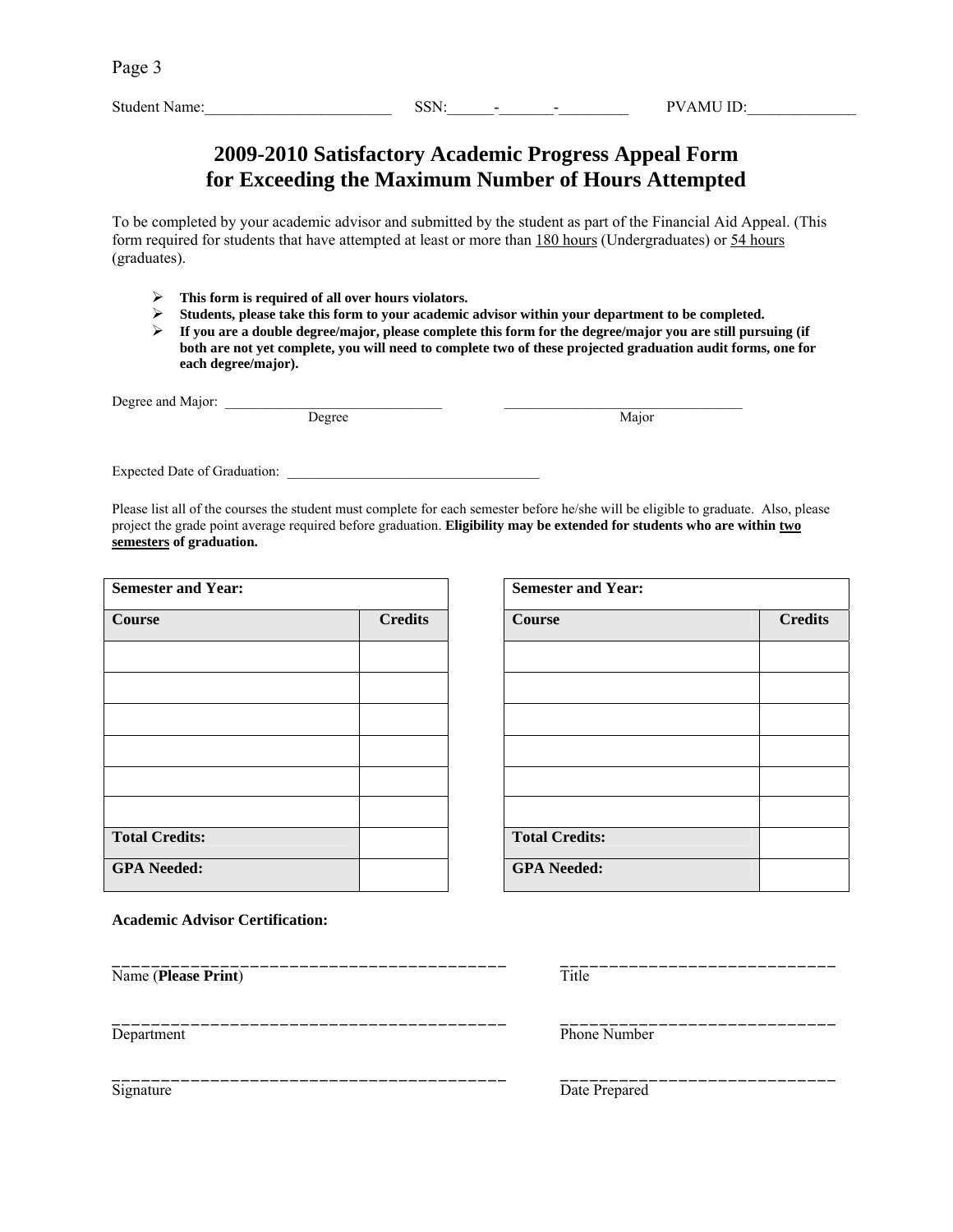Student Name:________________________ SSN:______-_______-_________ PVAMU ID:______________

# 2009-2010 Satisfactory Academic Progress Appeal Form for Exceeding the Maximum Number of Hours Attempted

To be completed by your academic advisor and submitted by the student as part of the Financial Aid Appeal. (This form required for students that have attempted at least or more than 180 hours (Undergraduates) or 54 hours (graduates).

- **This form is required of all over hours violators.**
- **Students, please take this form to your academic advisor within your department to be completed.**
- **If you are a double degree/major, please complete this form for the degree/major you are still pursuing (if both are not yet complete, you will need to complete two of these projected graduation audit forms, one for each degree/major).**

Degree and Major: _______________________________ ___________________________________

Degree Major

Expected Date of Graduation: ____________________________________

Please list all of the courses the student must complete for each semester before he/she will be eligible to graduate. Also, please project the grade point average required before graduation. **Eligibility may be extended for students who are within two semesters of graduation.**

| **Semester and Year:** | |
|---|---|
| **Course** | **Credits** |
| | |
| | |
| | |
| | |
| | |
| | |
| **Total Credits:** | |
| **GPA Needed:** | |

| **Semester and Year:** | |
|---|---|
| **Course** | **Credits** |
| | |
| | |
| | |
| | |
| | |
| | |
| **Total Credits:** | |
| **GPA Needed:** | |

**Academic Advisor Certification:**

_________________________________________ ____________________________

Name (**Please Print**) Title

_________________________________________ ____________________________

Department Phone Number

_________________________________________ ____________________________

Signature Date Prepared